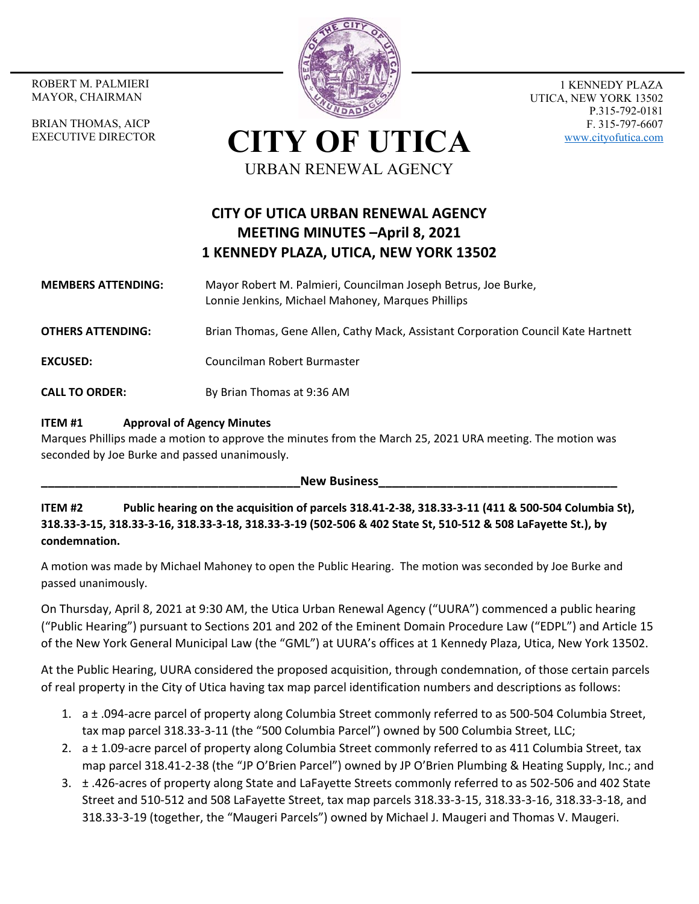ROBERT M. PALMIERI
MAYOR, CHAIRMAN

BRIAN THOMAS, AICP
EXECUTIVE DIRECTOR

1 KENNEDY PLAZA
UTICA, NEW YORK 13502
P.315-792-0181
F. 315-797-6607
www.cityofutica.com

# CITY OF UTICA

URBAN RENEWAL AGENCY

## CITY OF UTICA URBAN RENEWAL AGENCY MEETING MINUTES –April 8, 2021 1 KENNEDY PLAZA, UTICA, NEW YORK 13502

**MEMBERS ATTENDING:** Mayor Robert M. Palmieri, Councilman Joseph Betrus, Joe Burke, Lonnie Jenkins, Michael Mahoney, Marques Phillips

**OTHERS ATTENDING:** Brian Thomas, Gene Allen, Cathy Mack, Assistant Corporation Council Kate Hartnett

**EXCUSED:** Councilman Robert Burmaster

**CALL TO ORDER:** By Brian Thomas at 9:36 AM

**ITEM #1 Approval of Agency Minutes**

Marques Phillips made a motion to approve the minutes from the March 25, 2021 URA meeting. The motion was seconded by Joe Burke and passed unanimously.

**New Business**

**ITEM #2 Public hearing on the acquisition of parcels 318.41-2-38, 318.33-3-11 (411 & 500-504 Columbia St), 318.33-3-15, 318.33-3-16, 318.33-3-18, 318.33-3-19 (502-506 & 402 State St, 510-512 & 508 LaFayette St.), by condemnation.**

A motion was made by Michael Mahoney to open the Public Hearing. The motion was seconded by Joe Burke and passed unanimously.

On Thursday, April 8, 2021 at 9:30 AM, the Utica Urban Renewal Agency ("UURA") commenced a public hearing ("Public Hearing") pursuant to Sections 201 and 202 of the Eminent Domain Procedure Law ("EDPL") and Article 15 of the New York General Municipal Law (the "GML") at UURA's offices at 1 Kennedy Plaza, Utica, New York 13502.

At the Public Hearing, UURA considered the proposed acquisition, through condemnation, of those certain parcels of real property in the City of Utica having tax map parcel identification numbers and descriptions as follows:

1. a ± .094-acre parcel of property along Columbia Street commonly referred to as 500-504 Columbia Street, tax map parcel 318.33-3-11 (the "500 Columbia Parcel") owned by 500 Columbia Street, LLC;
2. a ± 1.09-acre parcel of property along Columbia Street commonly referred to as 411 Columbia Street, tax map parcel 318.41-2-38 (the "JP O'Brien Parcel") owned by JP O'Brien Plumbing & Heating Supply, Inc.; and
3. ± .426-acres of property along State and LaFayette Streets commonly referred to as 502-506 and 402 State Street and 510-512 and 508 LaFayette Street, tax map parcels 318.33-3-15, 318.33-3-16, 318.33-3-18, and 318.33-3-19 (together, the "Maugeri Parcels") owned by Michael J. Maugeri and Thomas V. Maugeri.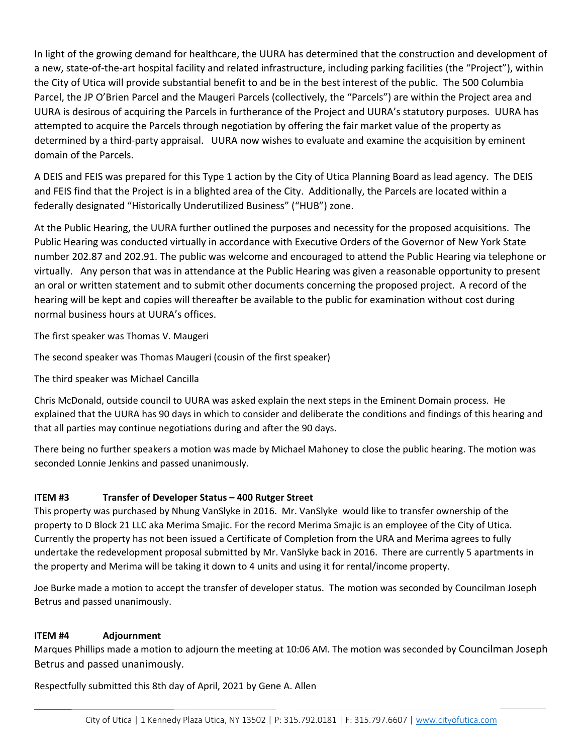In light of the growing demand for healthcare, the UURA has determined that the construction and development of a new, state-of-the-art hospital facility and related infrastructure, including parking facilities (the "Project"), within the City of Utica will provide substantial benefit to and be in the best interest of the public. The 500 Columbia Parcel, the JP O'Brien Parcel and the Maugeri Parcels (collectively, the "Parcels") are within the Project area and UURA is desirous of acquiring the Parcels in furtherance of the Project and UURA's statutory purposes. UURA has attempted to acquire the Parcels through negotiation by offering the fair market value of the property as determined by a third-party appraisal. UURA now wishes to evaluate and examine the acquisition by eminent domain of the Parcels.

A DEIS and FEIS was prepared for this Type 1 action by the City of Utica Planning Board as lead agency. The DEIS and FEIS find that the Project is in a blighted area of the City. Additionally, the Parcels are located within a federally designated "Historically Underutilized Business" ("HUB") zone.

At the Public Hearing, the UURA further outlined the purposes and necessity for the proposed acquisitions. The Public Hearing was conducted virtually in accordance with Executive Orders of the Governor of New York State number 202.87 and 202.91. The public was welcome and encouraged to attend the Public Hearing via telephone or virtually. Any person that was in attendance at the Public Hearing was given a reasonable opportunity to present an oral or written statement and to submit other documents concerning the proposed project. A record of the hearing will be kept and copies will thereafter be available to the public for examination without cost during normal business hours at UURA's offices.

The first speaker was Thomas V. Maugeri

The second speaker was Thomas Maugeri (cousin of the first speaker)

The third speaker was Michael Cancilla

Chris McDonald, outside council to UURA was asked explain the next steps in the Eminent Domain process. He explained that the UURA has 90 days in which to consider and deliberate the conditions and findings of this hearing and that all parties may continue negotiations during and after the 90 days.

There being no further speakers a motion was made by Michael Mahoney to close the public hearing. The motion was seconded Lonnie Jenkins and passed unanimously.

**ITEM #3 Transfer of Developer Status – 400 Rutger Street**

This property was purchased by Nhung VanSlyke in 2016. Mr. VanSlyke would like to transfer ownership of the property to D Block 21 LLC aka Merima Smajic. For the record Merima Smajic is an employee of the City of Utica. Currently the property has not been issued a Certificate of Completion from the URA and Merima agrees to fully undertake the redevelopment proposal submitted by Mr. VanSlyke back in 2016. There are currently 5 apartments in the property and Merima will be taking it down to 4 units and using it for rental/income property.

Joe Burke made a motion to accept the transfer of developer status. The motion was seconded by Councilman Joseph Betrus and passed unanimously.

**ITEM #4 Adjournment**

Marques Phillips made a motion to adjourn the meeting at 10:06 AM. The motion was seconded by Councilman Joseph Betrus and passed unanimously.

Respectfully submitted this 8th day of April, 2021 by Gene A. Allen